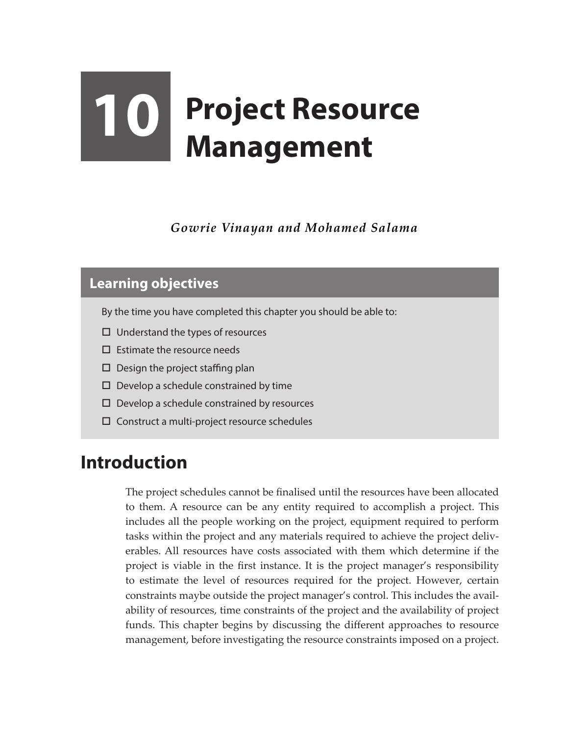# 10 Project Resource Management

*Gowrie Vinayan and Mohamed Salama*

## Learning objectives

By the time you have completed this chapter you should be able to:

- ☐ Understand the types of resources
- ☐ Estimate the resource needs
- ☐ Design the project staffing plan
- ☐ Develop a schedule constrained by time
- ☐ Develop a schedule constrained by resources
- ☐ Construct a multi-project resource schedules

## Introduction

The project schedules cannot be finalised until the resources have been allocated to them. A resource can be any entity required to accomplish a project. This includes all the people working on the project, equipment required to perform tasks within the project and any materials required to achieve the project deliverables. All resources have costs associated with them which determine if the project is viable in the first instance. It is the project manager's responsibility to estimate the level of resources required for the project. However, certain constraints maybe outside the project manager's control. This includes the availability of resources, time constraints of the project and the availability of project funds. This chapter begins by discussing the different approaches to resource management, before investigating the resource constraints imposed on a project.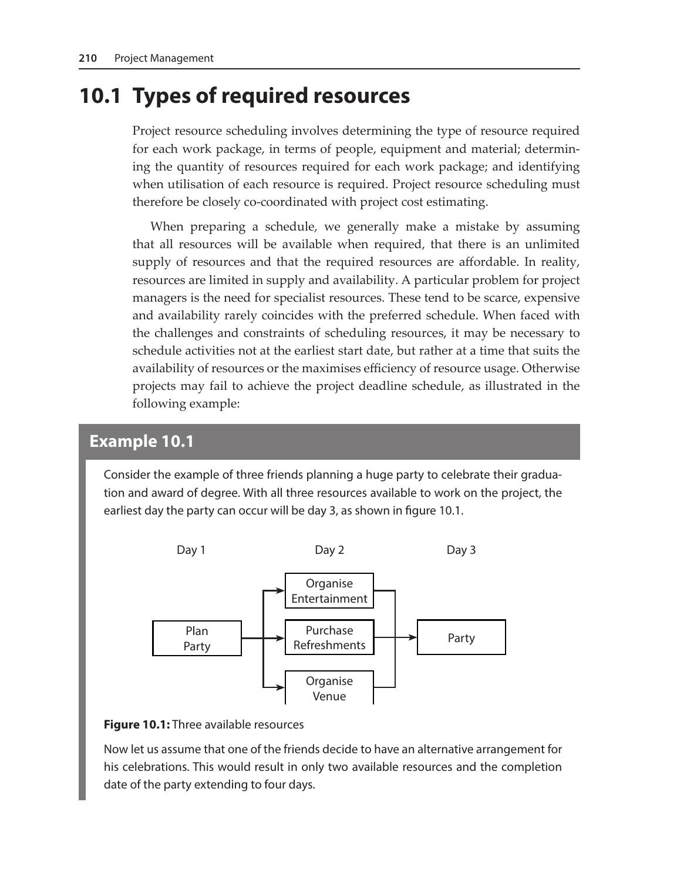## 10.1 Types of required resources

Project resource scheduling involves determining the type of resource required for each work package, in terms of people, equipment and material; determining the quantity of resources required for each work package; and identifying when utilisation of each resource is required. Project resource scheduling must therefore be closely co-coordinated with project cost estimating.

When preparing a schedule, we generally make a mistake by assuming that all resources will be available when required, that there is an unlimited supply of resources and that the required resources are affordable. In reality, resources are limited in supply and availability. A particular problem for project managers is the need for specialist resources. These tend to be scarce, expensive and availability rarely coincides with the preferred schedule. When faced with the challenges and constraints of scheduling resources, it may be necessary to schedule activities not at the earliest start date, but rather at a time that suits the availability of resources or the maximises efficiency of resource usage. Otherwise projects may fail to achieve the project deadline schedule, as illustrated in the following example:

### Example 10.1

Consider the example of three friends planning a huge party to celebrate their graduation and award of degree. With all three resources available to work on the project, the earliest day the party can occur will be day 3, as shown in figure 10.1.

**Figure 10.1:** Three available resources

Now let us assume that one of the friends decide to have an alternative arrangement for his celebrations. This would result in only two available resources and the completion date of the party extending to four days.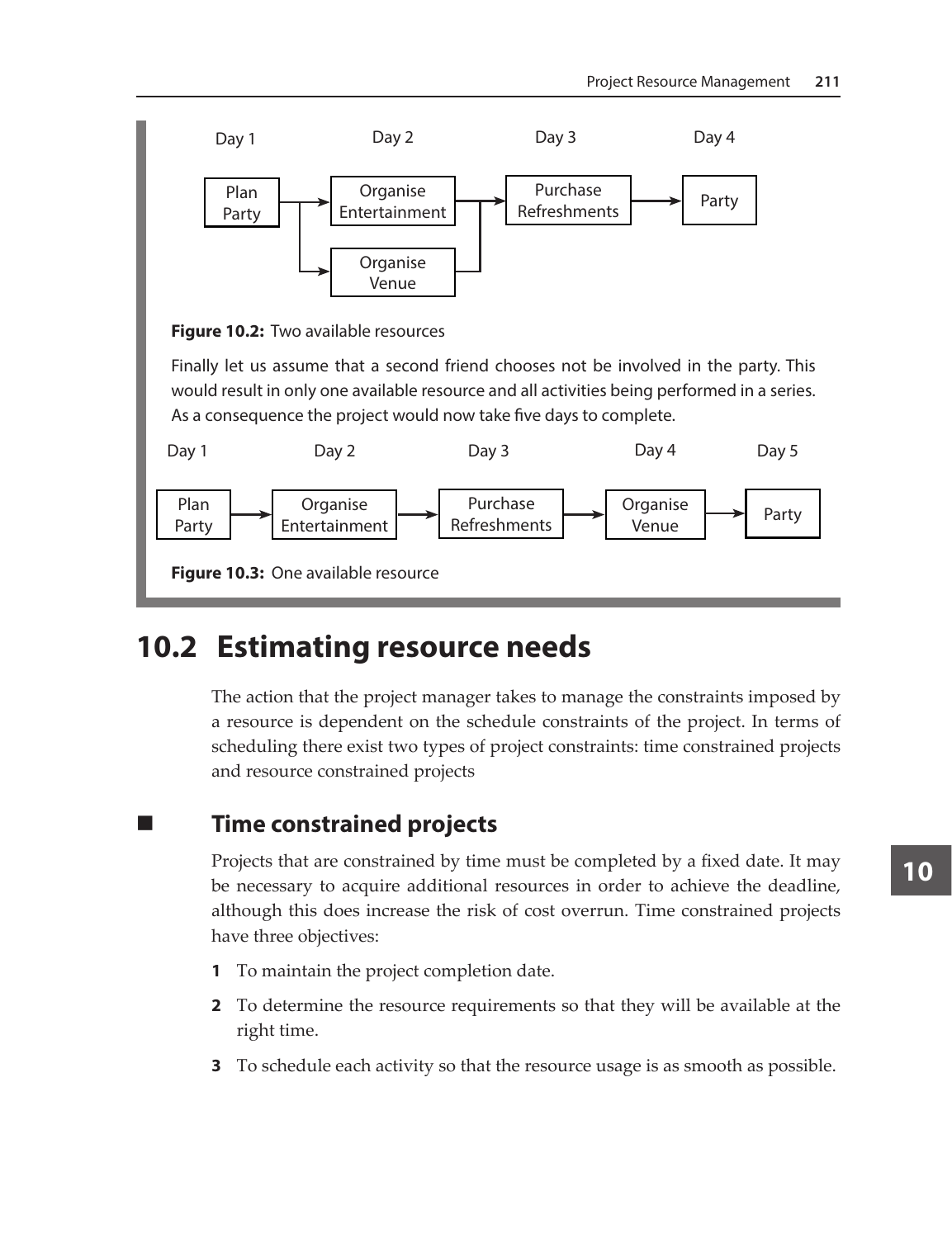Day 1

Day 2

Day 3

Day 4

Plan Party

Organise Entertainment

Organise Venue

Purchase Refreshments

Party

**Figure 10.2:** Two available resources

Finally let us assume that a second friend chooses not be involved in the party. This would result in only one available resource and all activities being performed in a series. As a consequence the project would now take five days to complete.

Day 1

Day 2

Day 3

Day 4

Day 5

Plan Party

Organise Entertainment

Purchase Refreshments

Organise Venue

Party

**Figure 10.3:** One available resource

## 10.2 Estimating resource needs

The action that the project manager takes to manage the constraints imposed by a resource is dependent on the schedule constraints of the project. In terms of scheduling there exist two types of project constraints: time constrained projects and resource constrained projects

### Time constrained projects

Projects that are constrained by time must be completed by a fixed date. It may be necessary to acquire additional resources in order to achieve the deadline, although this does increase the risk of cost overrun. Time constrained projects have three objectives:

1. To maintain the project completion date.
2. To determine the resource requirements so that they will be available at the right time.
3. To schedule each activity so that the resource usage is as smooth as possible.